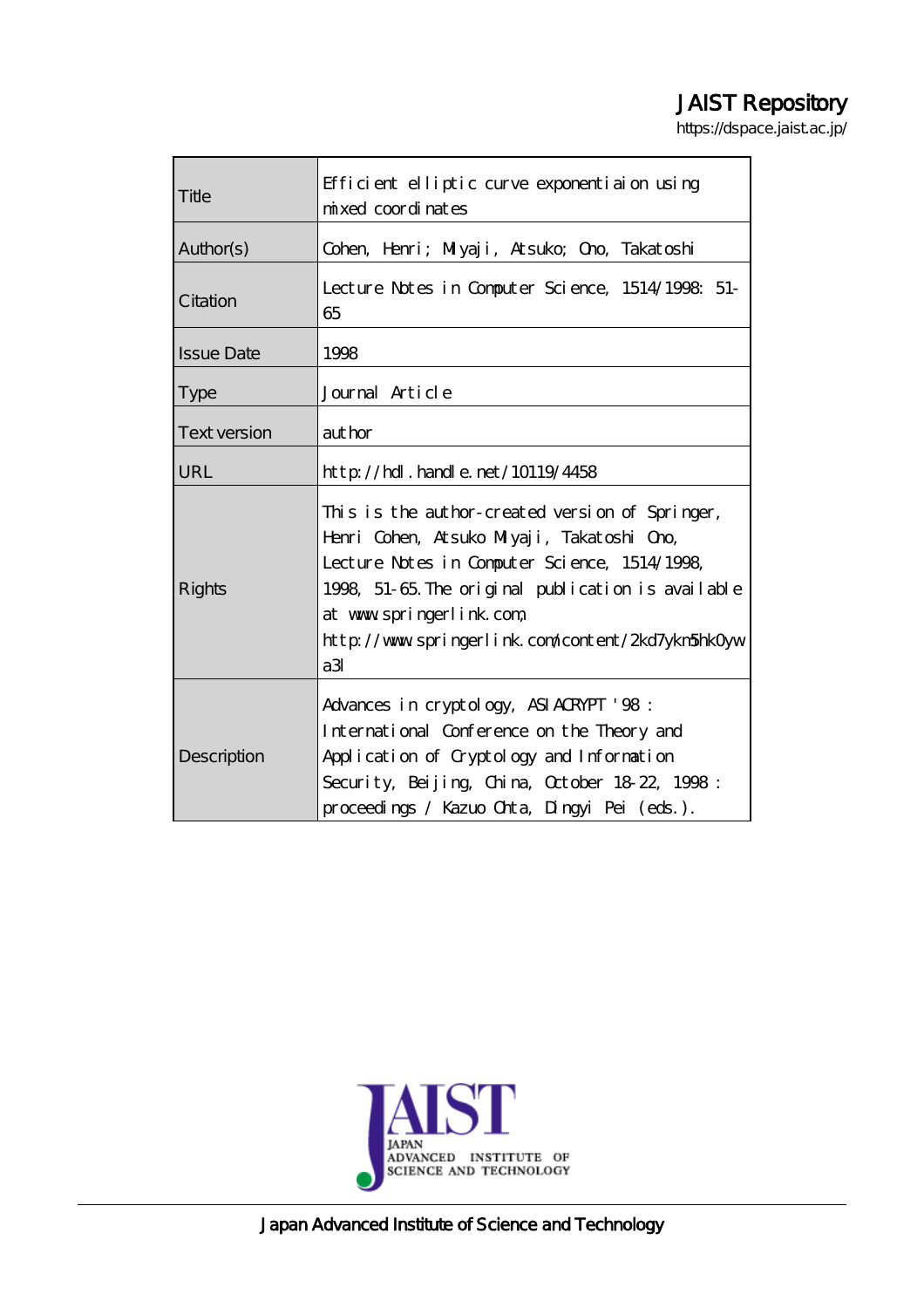JAIST Repository

https://dspace.jaist.ac.jp/

| | |
|---|---|
| Title | Efficient elliptic curve exponentiaion using mixed coordinates |
| Author(s) | Cohen, Henri; Miyaji, Atsuko; Ono, Takatoshi |
| Citation | Lecture Notes in Computer Science, 1514/1998: 51-65 |
| Issue Date | 1998 |
| Type | Journal Article |
| Text version | author |
| URL | http://hdl.handle.net/10119/4458 |
| Rights | This is the author-created version of Springer, Henri Cohen, Atsuko Miyaji, Takatoshi Ono, Lecture Notes in Computer Science, 1514/1998, 1998, 51-65. The original publication is available at www.springerlink.com, http://www.springerlink.com/content/2kd7ykn5hk0ywa3l |
| Description | Advances in cryptology, ASIACRYPT '98 : International Conference on the Theory and Application of Cryptology and Information Security, Beijing, China, October 18-22, 1998 : proceedings / Kazuo Ohta, Dingyi Pei (eds.). |

JAPAN ADVANCED INSTITUTE OF SCIENCE AND TECHNOLOGY

Japan Advanced Institute of Science and Technology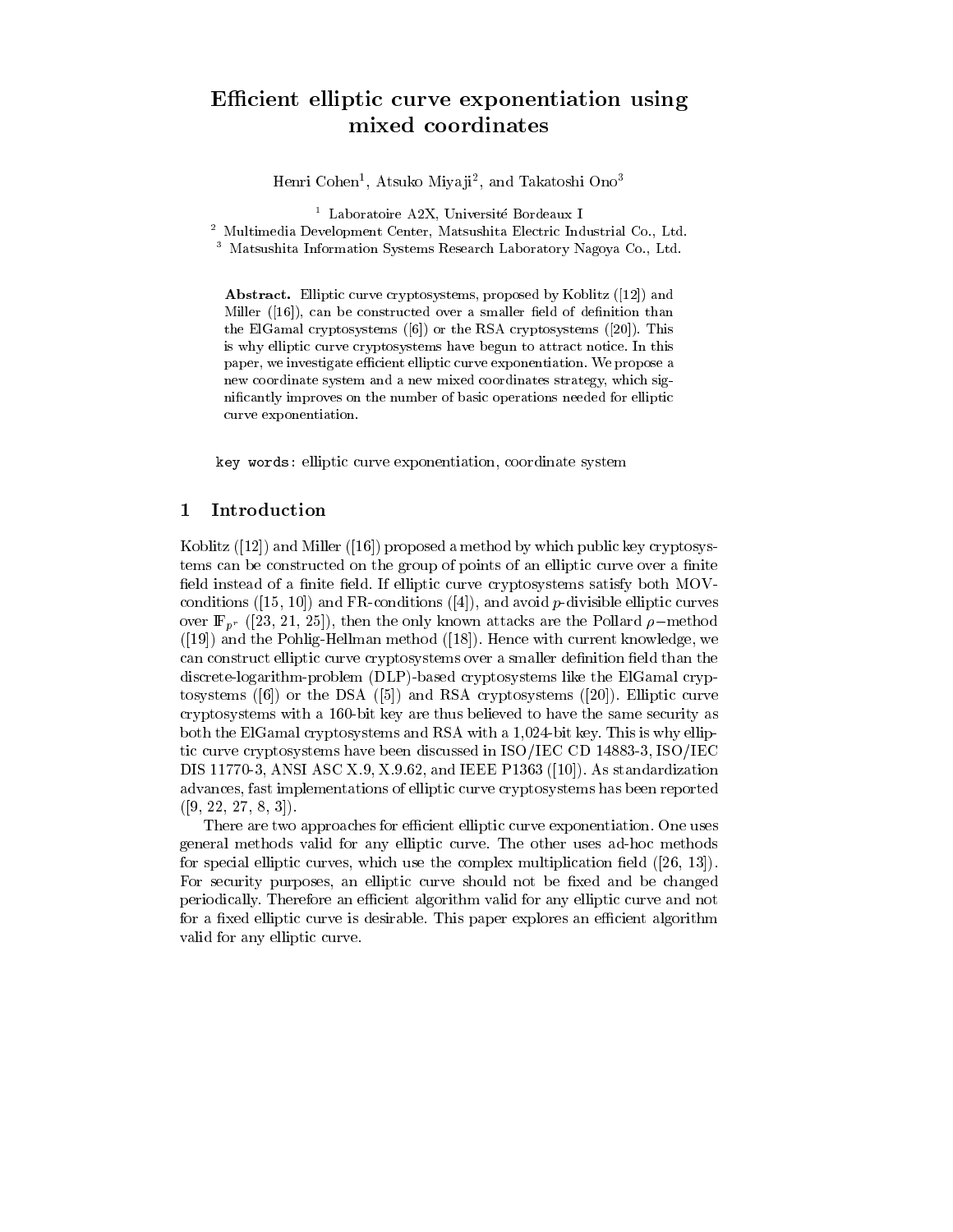# Efficient elliptic curve exponentiation using mixed coordinates

Henri Cohen[1], Atsuko Miyaji[2], and Takatoshi Ono[3]

[1] Laboratoire A2X, Université Bordeaux I
[2] Multimedia Development Center, Matsushita Electric Industrial Co., Ltd.
[3] Matsushita Information Systems Research Laboratory Nagoya Co., Ltd.

**Abstract.** Elliptic curve cryptosystems, proposed by Koblitz ([12]) and Miller ([16]), can be constructed over a smaller field of definition than the ElGamal cryptosystems ([6]) or the RSA cryptosystems ([20]). This is why elliptic curve cryptosystems have begun to attract notice. In this paper, we investigate efficient elliptic curve exponentiation. We propose a new coordinate system and a new mixed coordinates strategy, which significantly improves on the number of basic operations needed for elliptic curve exponentiation.

`key words`: elliptic curve exponentiation, coordinate system

## 1 Introduction

Koblitz ([12]) and Miller ([16]) proposed a method by which public key cryptosystems can be constructed on the group of points of an elliptic curve over a finite field instead of a finite field. If elliptic curve cryptosystems satisfy both MOV-conditions ([15, 10]) and FR-conditions ([4]), and avoid $p$-divisible elliptic curves over $\mathbb{F}_{p^r}$ ([23, 21, 25]), then the only known attacks are the Pollard $\rho$−method ([19]) and the Pohlig-Hellman method ([18]). Hence with current knowledge, we can construct elliptic curve cryptosystems over a smaller definition field than the discrete-logarithm-problem (DLP)-based cryptosystems like the ElGamal cryptosystems ([6]) or the DSA ([5]) and RSA cryptosystems ([20]). Elliptic curve cryptosystems with a 160-bit key are thus believed to have the same security as both the ElGamal cryptosystems and RSA with a 1,024-bit key. This is why elliptic curve cryptosystems have been discussed in ISO/IEC CD 14883-3, ISO/IEC DIS 11770-3, ANSI ASC X.9, X.9.62, and IEEE P1363 ([10]). As standardization advances, fast implementations of elliptic curve cryptosystems has been reported ([9, 22, 27, 8, 3]).

There are two approaches for efficient elliptic curve exponentiation. One uses general methods valid for any elliptic curve. The other uses ad-hoc methods for special elliptic curves, which use the complex multiplication field ([26, 13]). For security purposes, an elliptic curve should not be fixed and be changed periodically. Therefore an efficient algorithm valid for any elliptic curve and not for a fixed elliptic curve is desirable. This paper explores an efficient algorithm valid for any elliptic curve.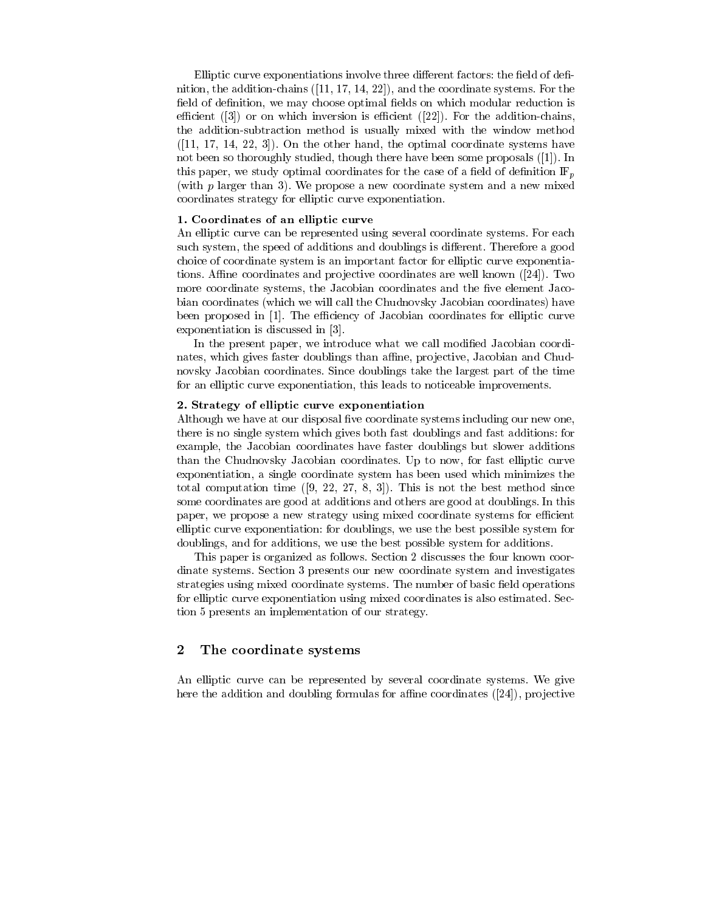Elliptic curve exponentiations involve three different factors: the field of definition, the addition-chains ([11, 17, 14, 22]), and the coordinate systems. For the field of definition, we may choose optimal fields on which modular reduction is efficient ([3]) or on which inversion is efficient ([22]). For the addition-chains, the addition-subtraction method is usually mixed with the window method ([11, 17, 14, 22, 3]). On the other hand, the optimal coordinate systems have not been so thoroughly studied, though there have been some proposals ([1]). In this paper, we study optimal coordinates for the case of a field of definition $\mathbb{F}_p$ (with $p$ larger than 3). We propose a new coordinate system and a new mixed coordinates strategy for elliptic curve exponentiation.

**1. Coordinates of an elliptic curve**
An elliptic curve can be represented using several coordinate systems. For each such system, the speed of additions and doublings is different. Therefore a good choice of coordinate system is an important factor for elliptic curve exponentiations. Affine coordinates and projective coordinates are well known ([24]). Two more coordinate systems, the Jacobian coordinates and the five element Jacobian coordinates (which we will call the Chudnovsky Jacobian coordinates) have been proposed in [1]. The efficiency of Jacobian coordinates for elliptic curve exponentiation is discussed in [3].

In the present paper, we introduce what we call modified Jacobian coordinates, which gives faster doublings than affine, projective, Jacobian and Chudnovsky Jacobian coordinates. Since doublings take the largest part of the time for an elliptic curve exponentiation, this leads to noticeable improvements.

**2. Strategy of elliptic curve exponentiation**
Although we have at our disposal five coordinate systems including our new one, there is no single system which gives both fast doublings and fast additions: for example, the Jacobian coordinates have faster doublings but slower additions than the Chudnovsky Jacobian coordinates. Up to now, for fast elliptic curve exponentiation, a single coordinate system has been used which minimizes the total computation time ([9, 22, 27, 8, 3]). This is not the best method since some coordinates are good at additions and others are good at doublings. In this paper, we propose a new strategy using mixed coordinate systems for efficient elliptic curve exponentiation: for doublings, we use the best possible system for doublings, and for additions, we use the best possible system for additions.

This paper is organized as follows. Section 2 discusses the four known coordinate systems. Section 3 presents our new coordinate system and investigates strategies using mixed coordinate systems. The number of basic field operations for elliptic curve exponentiation using mixed coordinates is also estimated. Section 5 presents an implementation of our strategy.

## 2 The coordinate systems

An elliptic curve can be represented by several coordinate systems. We give here the addition and doubling formulas for affine coordinates ([24]), projective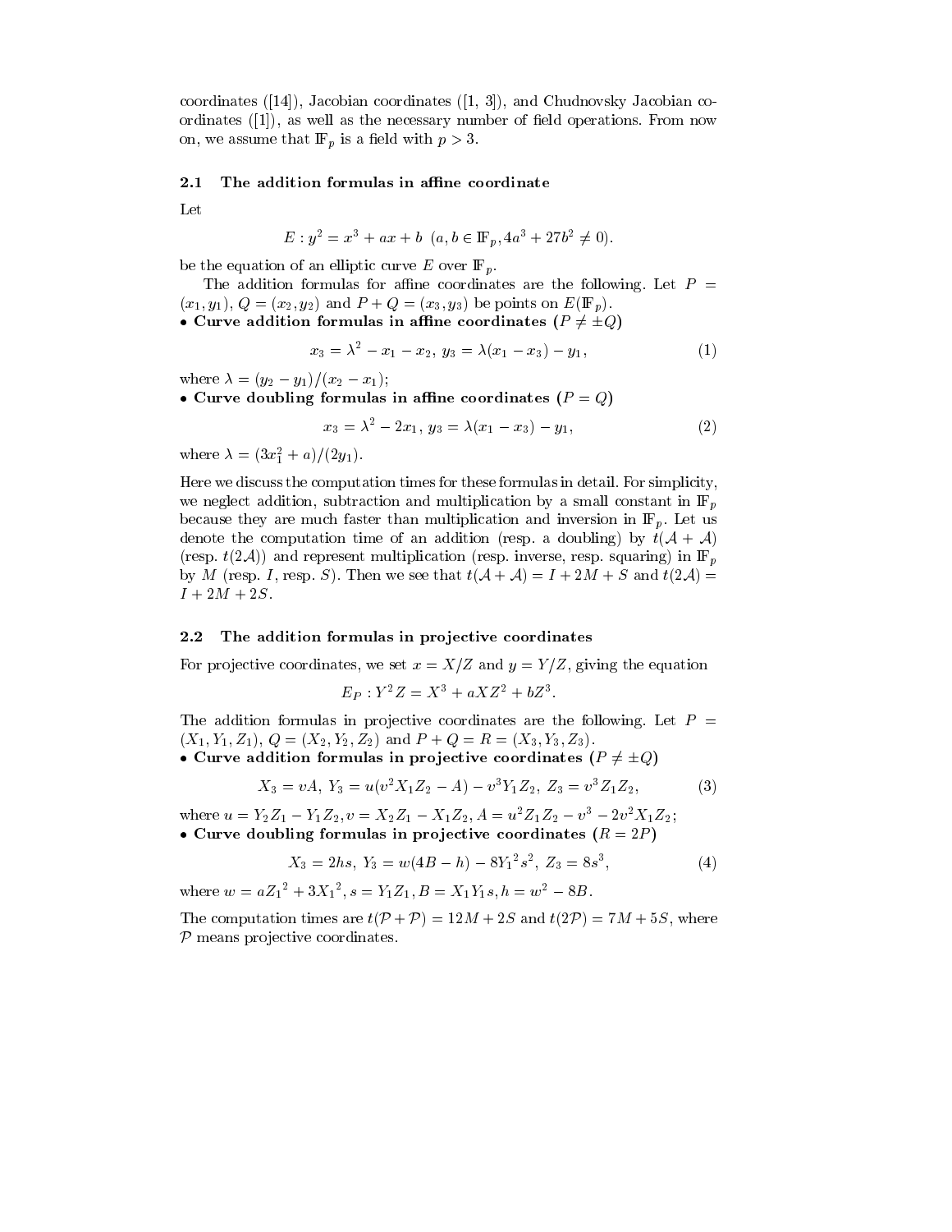coordinates ([14]), Jacobian coordinates ([1, 3]), and Chudnovsky Jacobian coordinates ([1]), as well as the necessary number of field operations. From now on, we assume that $\mathbb{F}_p$ is a field with $p > 3$.

### 2.1 The addition formulas in affine coordinate

Let

$$E : y^2 = x^3 + ax + b \ \ (a, b \in \mathbb{F}_p, 4a^3 + 27b^2 \neq 0).$$

be the equation of an elliptic curve $E$ over $\mathbb{F}_p$.

The addition formulas for affine coordinates are the following. Let $P = (x_1, y_1)$, $Q = (x_2, y_2)$ and $P + Q = (x_3, y_3)$ be points on $E(\mathbb{F}_p)$.

• **Curve addition formulas in affine coordinates ($P \neq \pm Q$)**

$$x_3 = \lambda^2 - x_1 - x_2, \ y_3 = \lambda(x_1 - x_3) - y_1, \tag{1}$$

where $\lambda = (y_2 - y_1)/(x_2 - x_1)$;

• **Curve doubling formulas in affine coordinates ($P = Q$)**

$$x_3 = \lambda^2 - 2x_1, \ y_3 = \lambda(x_1 - x_3) - y_1, \tag{2}$$

where $\lambda = (3x_1^2 + a)/(2y_1)$.

Here we discuss the computation times for these formulas in detail. For simplicity, we neglect addition, subtraction and multiplication by a small constant in $\mathbb{F}_p$ because they are much faster than multiplication and inversion in $\mathbb{F}_p$. Let us denote the computation time of an addition (resp. a doubling) by $t(\mathcal{A} + \mathcal{A})$ (resp. $t(2\mathcal{A})$) and represent multiplication (resp. inverse, resp. squaring) in $\mathbb{F}_p$ by $M$ (resp. $I$, resp. $S$). Then we see that $t(\mathcal{A} + \mathcal{A}) = I + 2M + S$ and $t(2\mathcal{A}) = I + 2M + 2S$.

### 2.2 The addition formulas in projective coordinates

For projective coordinates, we set $x = X/Z$ and $y = Y/Z$, giving the equation

$$E_P : Y^2Z = X^3 + aXZ^2 + bZ^3.$$

The addition formulas in projective coordinates are the following. Let $P = (X_1, Y_1, Z_1)$, $Q = (X_2, Y_2, Z_2)$ and $P + Q = R = (X_3, Y_3, Z_3)$.

• **Curve addition formulas in projective coordinates ($P \neq \pm Q$)**

$$X_3 = vA, \ Y_3 = u(v^2X_1Z_2 - A) - v^3Y_1Z_2, \ Z_3 = v^3Z_1Z_2, \tag{3}$$

where $u = Y_2Z_1 - Y_1Z_2, v = X_2Z_1 - X_1Z_2, A = u^2Z_1Z_2 - v^3 - 2v^2X_1Z_2$;

• **Curve doubling formulas in projective coordinates ($R = 2P$)**

$$X_3 = 2hs, \ Y_3 = w(4B - h) - 8{Y_1}^2s^2, \ Z_3 = 8s^3, \tag{4}$$

where $w = a{Z_1}^2 + 3{X_1}^2, s = Y_1Z_1, B = X_1Y_1s, h = w^2 - 8B$.

The computation times are $t(\mathcal{P} + \mathcal{P}) = 12M + 2S$ and $t(2\mathcal{P}) = 7M + 5S$, where $\mathcal{P}$ means projective coordinates.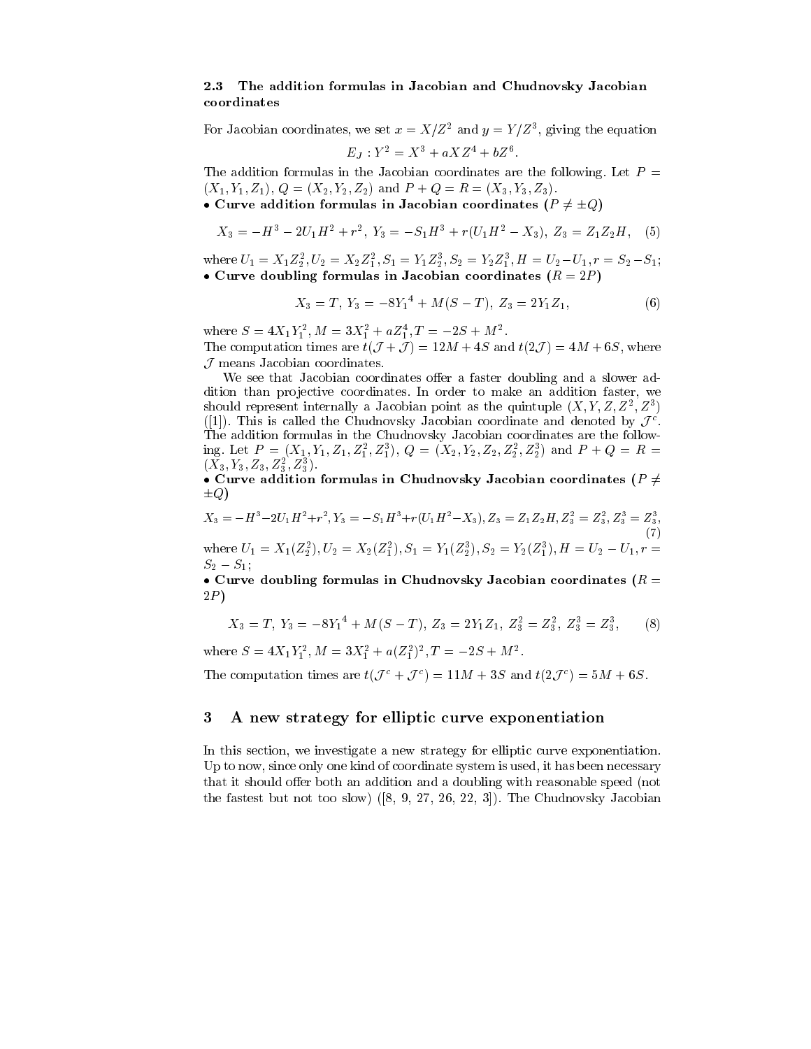### 2.3 The addition formulas in Jacobian and Chudnovsky Jacobian coordinates

For Jacobian coordinates, we set $x = X/Z^2$ and $y = Y/Z^3$, giving the equation

$$E_J : Y^2 = X^3 + aXZ^4 + bZ^6.$$

The addition formulas in the Jacobian coordinates are the following. Let $P = (X_1, Y_1, Z_1)$, $Q = (X_2, Y_2, Z_2)$ and $P + Q = R = (X_3, Y_3, Z_3)$.

• **Curve addition formulas in Jacobian coordinates ($P \neq \pm Q$)**

$$X_3 = -H^3 - 2U_1H^2 + r^2,\ Y_3 = -S_1H^3 + r(U_1H^2 - X_3),\ Z_3 = Z_1Z_2H, \quad (5)$$

where $U_1 = X_1Z_2^2, U_2 = X_2Z_1^2, S_1 = Y_1Z_2^3, S_2 = Y_2Z_1^3, H = U_2 - U_1, r = S_2 - S_1$;

• **Curve doubling formulas in Jacobian coordinates ($R = 2P$)**

$$X_3 = T,\ Y_3 = -8{Y_1}^4 + M(S - T),\ Z_3 = 2Y_1Z_1, \quad (6)$$

where $S = 4X_1Y_1^2, M = 3X_1^2 + aZ_1^4, T = -2S + M^2$.

The computation times are $t(\mathcal{J} + \mathcal{J}) = 12M + 4S$ and $t(2\mathcal{J}) = 4M + 6S$, where $\mathcal{J}$ means Jacobian coordinates.

We see that Jacobian coordinates offer a faster doubling and a slower addition than projective coordinates. In order to make an addition faster, we should represent internally a Jacobian point as the quintuple $(X, Y, Z, Z^2, Z^3)$ ([1]). This is called the Chudnovsky Jacobian coordinate and denoted by $\mathcal{J}^c$. The addition formulas in the Chudnovsky Jacobian coordinates are the following. Let $P = (X_1, Y_1, Z_1, Z_1^2, Z_1^3)$, $Q = (X_2, Y_2, Z_2, Z_2^2, Z_2^3)$ and $P + Q = R = (X_3, Y_3, Z_3, Z_3^2, Z_3^3)$.

• **Curve addition formulas in Chudnovsky Jacobian coordinates ($P \neq \pm Q$)**

$$X_3 = -H^3 - 2U_1H^2 + r^2, Y_3 = -S_1H^3 + r(U_1H^2 - X_3), Z_3 = Z_1Z_2H, Z_3^2 = Z_3^2, Z_3^3 = Z_3^3, \quad (7)$$

where $U_1 = X_1(Z_2^2), U_2 = X_2(Z_1^2), S_1 = Y_1(Z_2^3), S_2 = Y_2(Z_1^3), H = U_2 - U_1, r = S_2 - S_1$;

• **Curve doubling formulas in Chudnovsky Jacobian coordinates ($R = 2P$)**

$$X_3 = T,\ Y_3 = -8{Y_1}^4 + M(S - T),\ Z_3 = 2Y_1Z_1,\ Z_3^2 = Z_3^2,\ Z_3^3 = Z_3^3, \quad (8)$$

where $S = 4X_1Y_1^2, M = 3X_1^2 + a(Z_1^2)^2, T = -2S + M^2$.

The computation times are $t(\mathcal{J}^c + \mathcal{J}^c) = 11M + 3S$ and $t(2\mathcal{J}^c) = 5M + 6S$.

## 3 A new strategy for elliptic curve exponentiation

In this section, we investigate a new strategy for elliptic curve exponentiation. Up to now, since only one kind of coordinate system is used, it has been necessary that it should offer both an addition and a doubling with reasonable speed (not the fastest but not too slow) ([8, 9, 27, 26, 22, 3]). The Chudnovsky Jacobian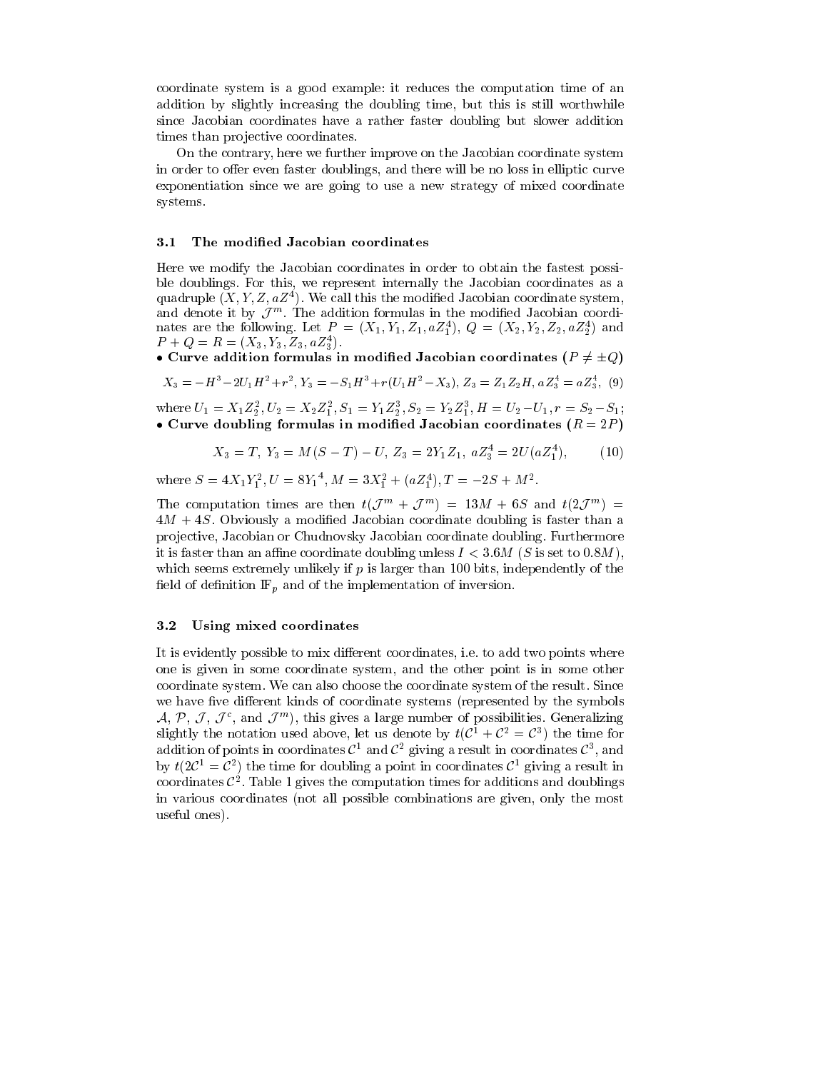coordinate system is a good example: it reduces the computation time of an addition by slightly increasing the doubling time, but this is still worthwhile since Jacobian coordinates have a rather faster doubling but slower addition times than projective coordinates.

On the contrary, here we further improve on the Jacobian coordinate system in order to offer even faster doublings, and there will be no loss in elliptic curve exponentiation since we are going to use a new strategy of mixed coordinate systems.

### 3.1 The modified Jacobian coordinates

Here we modify the Jacobian coordinates in order to obtain the fastest possible doublings. For this, we represent internally the Jacobian coordinates as a quadruple $(X, Y, Z, aZ^4)$. We call this the modified Jacobian coordinate system, and denote it by $\mathcal{J}^m$. The addition formulas in the modified Jacobian coordinates are the following. Let $P = (X_1, Y_1, Z_1, aZ_1^4)$, $Q = (X_2, Y_2, Z_2, aZ_2^4)$ and $P + Q = R = (X_3, Y_3, Z_3, aZ_3^4)$.

- **Curve addition formulas in modified Jacobian coordinates ($P \neq \pm Q$)**

$$X_3 = -H^3 - 2U_1H^2 + r^2,\ Y_3 = -S_1H^3 + r(U_1H^2 - X_3),\ Z_3 = Z_1Z_2H,\ aZ_3^4 = aZ_3^4, \quad (9)$$

where $U_1 = X_1Z_2^2, U_2 = X_2Z_1^2, S_1 = Y_1Z_2^3, S_2 = Y_2Z_1^3, H = U_2 - U_1, r = S_2 - S_1$;

- **Curve doubling formulas in modified Jacobian coordinates ($R = 2P$)**

$$X_3 = T,\ Y_3 = M(S - T) - U,\ Z_3 = 2Y_1Z_1,\ aZ_3^4 = 2U(aZ_1^4), \quad (10)$$

where $S = 4X_1Y_1^2, U = 8Y_1^4, M = 3X_1^2 + (aZ_1^4), T = -2S + M^2$.

The computation times are then $t(\mathcal{J}^m + \mathcal{J}^m) = 13M + 6S$ and $t(2\mathcal{J}^m) = 4M + 4S$. Obviously a modified Jacobian coordinate doubling is faster than a projective, Jacobian or Chudnovsky Jacobian coordinate doubling. Furthermore it is faster than an affine coordinate doubling unless $I < 3.6M$ ($S$ is set to $0.8M$), which seems extremely unlikely if $p$ is larger than 100 bits, independently of the field of definition $\mathbb{F}_p$ and of the implementation of inversion.

### 3.2 Using mixed coordinates

It is evidently possible to mix different coordinates, i.e. to add two points where one is given in some coordinate system, and the other point is in some other coordinate system. We can also choose the coordinate system of the result. Since we have five different kinds of coordinate systems (represented by the symbols $\mathcal{A}$, $\mathcal{P}$, $\mathcal{J}$, $\mathcal{J}^c$, and $\mathcal{J}^m$), this gives a large number of possibilities. Generalizing slightly the notation used above, let us denote by $t(\mathcal{C}^1 + \mathcal{C}^2 = \mathcal{C}^3)$ the time for addition of points in coordinates $\mathcal{C}^1$ and $\mathcal{C}^2$ giving a result in coordinates $\mathcal{C}^3$, and by $t(2\mathcal{C}^1 = \mathcal{C}^2)$ the time for doubling a point in coordinates $\mathcal{C}^1$ giving a result in coordinates $\mathcal{C}^2$. Table 1 gives the computation times for additions and doublings in various coordinates (not all possible combinations are given, only the most useful ones).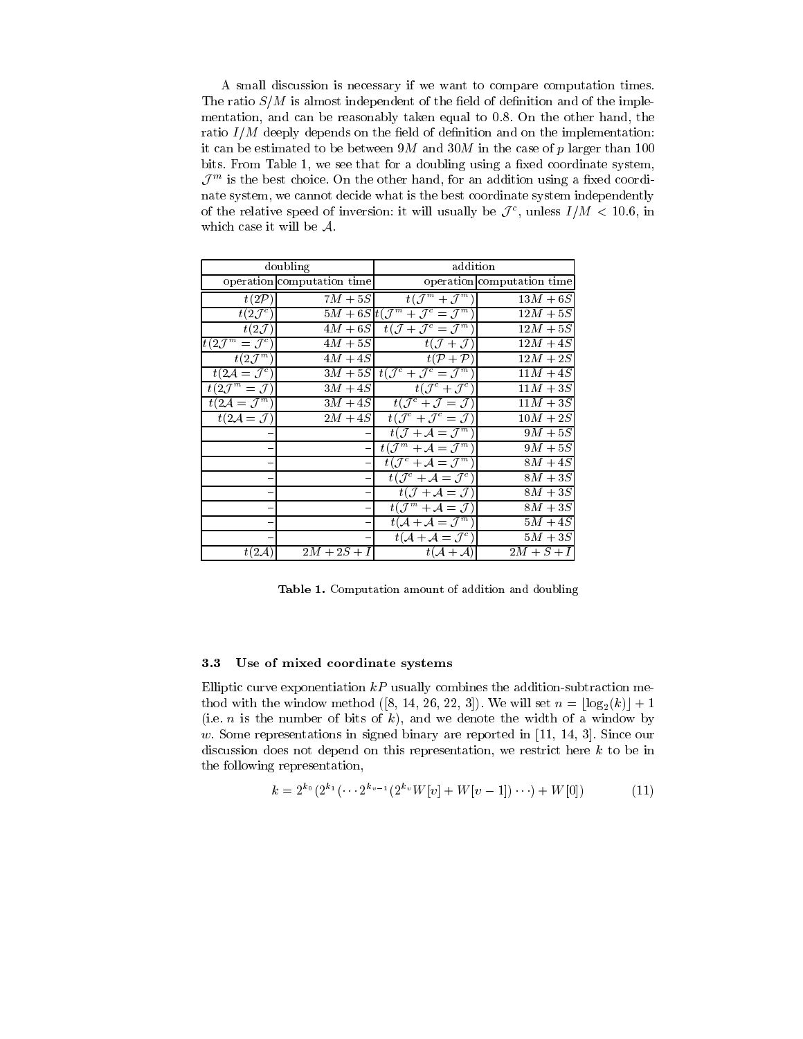A small discussion is necessary if we want to compare computation times. The ratio $S/M$ is almost independent of the field of definition and of the implementation, and can be reasonably taken equal to 0.8. On the other hand, the ratio $I/M$ deeply depends on the field of definition and on the implementation: it can be estimated to be between $9M$ and $30M$ in the case of $p$ larger than 100 bits. From Table 1, we see that for a doubling using a fixed coordinate system, $\mathcal{J}^m$ is the best choice. On the other hand, for an addition using a fixed coordinate system, we cannot decide what is the best coordinate system independently of the relative speed of inversion: it will usually be $\mathcal{J}^c$, unless $I/M < 10.6$, in which case it will be $\mathcal{A}$.

| doubling | | addition | |
|---|---|---|---|
| operation | computation time | operation | computation time |
| $t(2\mathcal{P})$ | $7M + 5S$ | $t(\mathcal{J}^m + \mathcal{J}^m)$ | $13M + 6S$ |
| $t(2\mathcal{J}^c)$ | $5M + 6S$ | $t(\mathcal{J}^m + \mathcal{J}^c = \mathcal{J}^m)$ | $12M + 5S$ |
| $t(2\mathcal{J})$ | $4M + 6S$ | $t(\mathcal{J} + \mathcal{J}^c = \mathcal{J}^m)$ | $12M + 5S$ |
| $t(2\mathcal{J}^m = \mathcal{J}^c)$ | $4M + 5S$ | $t(\mathcal{J} + \mathcal{J})$ | $12M + 4S$ |
| $t(2\mathcal{J}^m)$ | $4M + 4S$ | $t(\mathcal{P} + \mathcal{P})$ | $12M + 2S$ |
| $t(2\mathcal{A} = \mathcal{J}^c)$ | $3M + 5S$ | $t(\mathcal{J}^c + \mathcal{J}^c = \mathcal{J}^m)$ | $11M + 4S$ |
| $t(2\mathcal{J}^m = \mathcal{J})$ | $3M + 4S$ | $t(\mathcal{J}^c + \mathcal{J}^c)$ | $11M + 3S$ |
| $t(2\mathcal{A} = \mathcal{J}^m)$ | $3M + 4S$ | $t(\mathcal{J}^c + \mathcal{J} = \mathcal{J})$ | $11M + 3S$ |
| $t(2\mathcal{A} = \mathcal{J})$ | $2M + 4S$ | $t(\mathcal{J}^c + \mathcal{J}^c = \mathcal{J})$ | $10M + 2S$ |
| – | – | $t(\mathcal{J} + \mathcal{A} = \mathcal{J}^m)$ | $9M + 5S$ |
| – | – | $t(\mathcal{J}^m + \mathcal{A} = \mathcal{J}^m)$ | $9M + 5S$ |
| – | – | $t(\mathcal{J}^c + \mathcal{A} = \mathcal{J}^m)$ | $8M + 4S$ |
| – | – | $t(\mathcal{J}^c + \mathcal{A} = \mathcal{J}^c)$ | $8M + 3S$ |
| – | – | $t(\mathcal{J} + \mathcal{A} = \mathcal{J})$ | $8M + 3S$ |
| – | – | $t(\mathcal{J}^m + \mathcal{A} = \mathcal{J})$ | $8M + 3S$ |
| – | – | $t(\mathcal{A} + \mathcal{A} = \mathcal{J}^m)$ | $5M + 4S$ |
| – | – | $t(\mathcal{A} + \mathcal{A} = \mathcal{J}^c)$ | $5M + 3S$ |
| $t(2\mathcal{A})$ | $2M + 2S + I$ | $t(\mathcal{A} + \mathcal{A})$ | $2M + S + I$ |

**Table 1.** Computation amount of addition and doubling

### 3.3 Use of mixed coordinate systems

Elliptic curve exponentiation $kP$ usually combines the addition-subtraction method with the window method ([8, 14, 26, 22, 3]). We will set $n = \lfloor \log_2(k) \rfloor + 1$ (i.e. $n$ is the number of bits of $k$), and we denote the width of a window by $w$. Some representations in signed binary are reported in [11, 14, 3]. Since our discussion does not depend on this representation, we restrict here $k$ to be in the following representation,

$$k = 2^{k_0}(2^{k_1}(\cdots 2^{k_{v-1}}(2^{k_v}W[v] + W[v-1])\cdots) + W[0]) \qquad (11)$$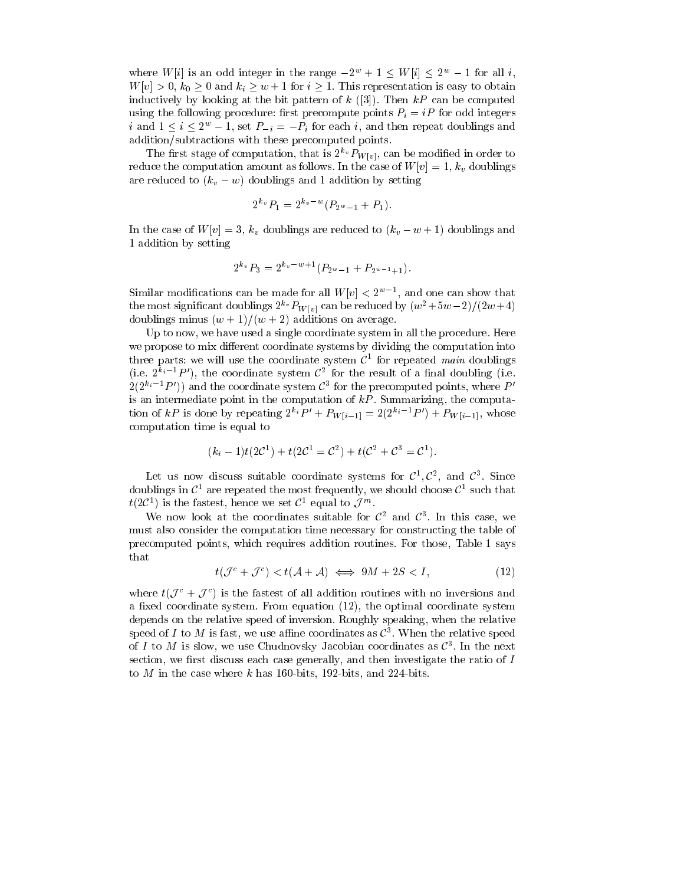where $W[i]$ is an odd integer in the range $-2^w + 1 \leq W[i] \leq 2^w - 1$ for all $i$, $W[v] > 0$, $k_0 \geq 0$ and $k_i \geq w+1$ for $i \geq 1$. This representation is easy to obtain inductively by looking at the bit pattern of $k$ ([3]). Then $kP$ can be computed using the following procedure: first precompute points $P_i = iP$ for odd integers $i$ and $1 \leq i \leq 2^w - 1$, set $P_{-i} = -P_i$ for each $i$, and then repeat doublings and addition/subtractions with these precomputed points.

The first stage of computation, that is $2^{k_v} P_{W[v]}$, can be modified in order to reduce the computation amount as follows. In the case of $W[v] = 1$, $k_v$ doublings are reduced to $(k_v - w)$ doublings and 1 addition by setting

$$2^{k_v} P_1 = 2^{k_v - w}(P_{2^w - 1} + P_1).$$

In the case of $W[v] = 3$, $k_v$ doublings are reduced to $(k_v - w + 1)$ doublings and 1 addition by setting

$$2^{k_v} P_3 = 2^{k_v - w + 1}(P_{2^w - 1} + P_{2^{w-1}+1}).$$

Similar modifications can be made for all $W[v] < 2^{w-1}$, and one can show that the most significant doublings $2^{k_v} P_{W[v]}$ can be reduced by $(w^2 + 5w - 2)/(2w + 4)$ doublings minus $(w+1)/(w+2)$ additions on average.

Up to now, we have used a single coordinate system in all the procedure. Here we propose to mix different coordinate systems by dividing the computation into three parts: we will use the coordinate system $\mathcal{C}^1$ for repeated *main* doublings (i.e. $2^{k_i - 1} P'$), the coordinate system $\mathcal{C}^2$ for the result of a final doubling (i.e. $2(2^{k_i - 1} P')$) and the coordinate system $\mathcal{C}^3$ for the precomputed points, where $P'$ is an intermediate point in the computation of $kP$. Summarizing, the computation of $kP$ is done by repeating $2^{k_i} P' + P_{W[i-1]} = 2(2^{k_i - 1} P') + P_{W[i-1]}$, whose computation time is equal to

$$(k_i - 1)t(2\mathcal{C}^1) + t(2\mathcal{C}^1 = \mathcal{C}^2) + t(\mathcal{C}^2 + \mathcal{C}^3 = \mathcal{C}^1).$$

Let us now discuss suitable coordinate systems for $\mathcal{C}^1, \mathcal{C}^2$, and $\mathcal{C}^3$. Since doublings in $\mathcal{C}^1$ are repeated the most frequently, we should choose $\mathcal{C}^1$ such that $t(2\mathcal{C}^1)$ is the fastest, hence we set $\mathcal{C}^1$ equal to $\mathcal{J}^m$.

We now look at the coordinates suitable for $\mathcal{C}^2$ and $\mathcal{C}^3$. In this case, we must also consider the computation time necessary for constructing the table of precomputed points, which requires addition routines. For those, Table 1 says that

$$t(\mathcal{J}^c + \mathcal{J}^c) < t(\mathcal{A} + \mathcal{A}) \iff 9M + 2S < I, \tag{12}$$

where $t(\mathcal{J}^c + \mathcal{J}^c)$ is the fastest of all addition routines with no inversions and a fixed coordinate system. From equation (12), the optimal coordinate system depends on the relative speed of inversion. Roughly speaking, when the relative speed of $I$ to $M$ is fast, we use affine coordinates as $\mathcal{C}^3$. When the relative speed of $I$ to $M$ is slow, we use Chudnovsky Jacobian coordinates as $\mathcal{C}^3$. In the next section, we first discuss each case generally, and then investigate the ratio of $I$ to $M$ in the case where $k$ has 160-bits, 192-bits, and 224-bits.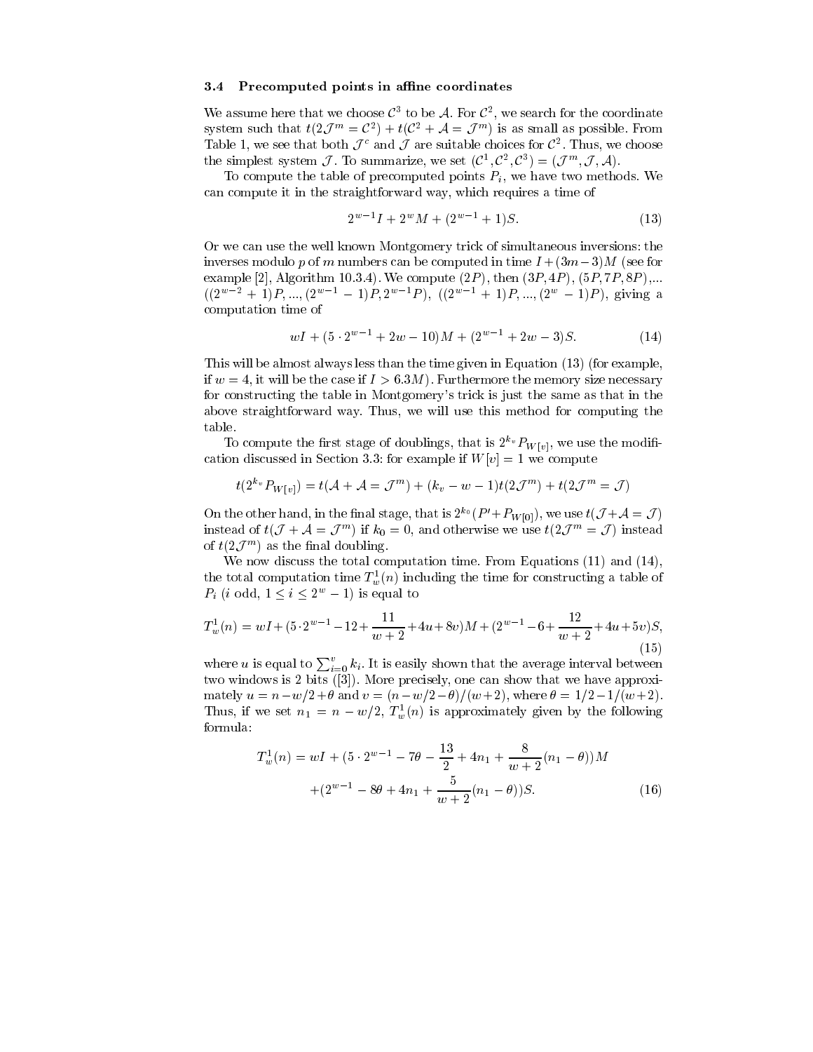### 3.4 Precomputed points in affine coordinates

We assume here that we choose $\mathcal{C}^3$ to be $\mathcal{A}$. For $\mathcal{C}^2$, we search for the coordinate system such that $t(2\mathcal{J}^m = \mathcal{C}^2) + t(\mathcal{C}^2 + \mathcal{A} = \mathcal{J}^m)$ is as small as possible. From Table 1, we see that both $\mathcal{J}^c$ and $\mathcal{J}$ are suitable choices for $\mathcal{C}^2$. Thus, we choose the simplest system $\mathcal{J}$. To summarize, we set $(\mathcal{C}^1, \mathcal{C}^2, \mathcal{C}^3) = (\mathcal{J}^m, \mathcal{J}, \mathcal{A})$.

To compute the table of precomputed points $P_i$, we have two methods. We can compute it in the straightforward way, which requires a time of

$$2^{w-1}I + 2^w M + (2^{w-1} + 1)S. \tag{13}$$

Or we can use the well known Montgomery trick of simultaneous inversions: the inverses modulo $p$ of $m$ numbers can be computed in time $I + (3m-3)M$ (see for example [2], Algorithm 10.3.4). We compute $(2P)$, then $(3P, 4P)$, $(5P, 7P, 8P)$,... $((2^{w-2}+1)P, ..., (2^{w-1}-1)P, 2^{w-1}P)$, $((2^{w-1}+1)P, ..., (2^w - 1)P)$, giving a computation time of

$$wI + (5 \cdot 2^{w-1} + 2w - 10)M + (2^{w-1} + 2w - 3)S. \tag{14}$$

This will be almost always less than the time given in Equation (13) (for example, if $w = 4$, it will be the case if $I > 6.3M$). Furthermore the memory size necessary for constructing the table in Montgomery's trick is just the same as that in the above straightforward way. Thus, we will use this method for computing the table.

To compute the first stage of doublings, that is $2^{k_v} P_{W[v]}$, we use the modification discussed in Section 3.3: for example if $W[v] = 1$ we compute

$$t(2^{k_v} P_{W[v]}) = t(\mathcal{A} + \mathcal{A} = \mathcal{J}^m) + (k_v - w - 1)t(2\mathcal{J}^m) + t(2\mathcal{J}^m = \mathcal{J})$$

On the other hand, in the final stage, that is $2^{k_0}(P' + P_{W[0]})$, we use $t(\mathcal{J} + \mathcal{A} = \mathcal{J})$ instead of $t(\mathcal{J} + \mathcal{A} = \mathcal{J}^m)$ if $k_0 = 0$, and otherwise we use $t(2\mathcal{J}^m = \mathcal{J})$ instead of $t(2\mathcal{J}^m)$ as the final doubling.

We now discuss the total computation time. From Equations (11) and (14), the total computation time $T_w^1(n)$ including the time for constructing a table of $P_i$ ($i$ odd, $1 \le i \le 2^w - 1$) is equal to

$$T_w^1(n) = wI + (5 \cdot 2^{w-1} - 12 + \frac{11}{w+2} + 4u + 8v)M + (2^{w-1} - 6 + \frac{12}{w+2} + 4u + 5v)S, \tag{15}$$

where $u$ is equal to $\sum_{i=0}^{v} k_i$. It is easily shown that the average interval between two windows is 2 bits ([3]). More precisely, one can show that we have approximately $u = n - w/2 + \theta$ and $v = (n - w/2 - \theta)/(w+2)$, where $\theta = 1/2 - 1/(w+2)$. Thus, if we set $n_1 = n - w/2$, $T_w^1(n)$ is approximately given by the following formula:

$$T_w^1(n) = wI + (5 \cdot 2^{w-1} - 7\theta - \frac{13}{2} + 4n_1 + \frac{8}{w+2}(n_1 - \theta))M$$
$$+ (2^{w-1} - 8\theta + 4n_1 + \frac{5}{w+2}(n_1 - \theta))S. \tag{16}$$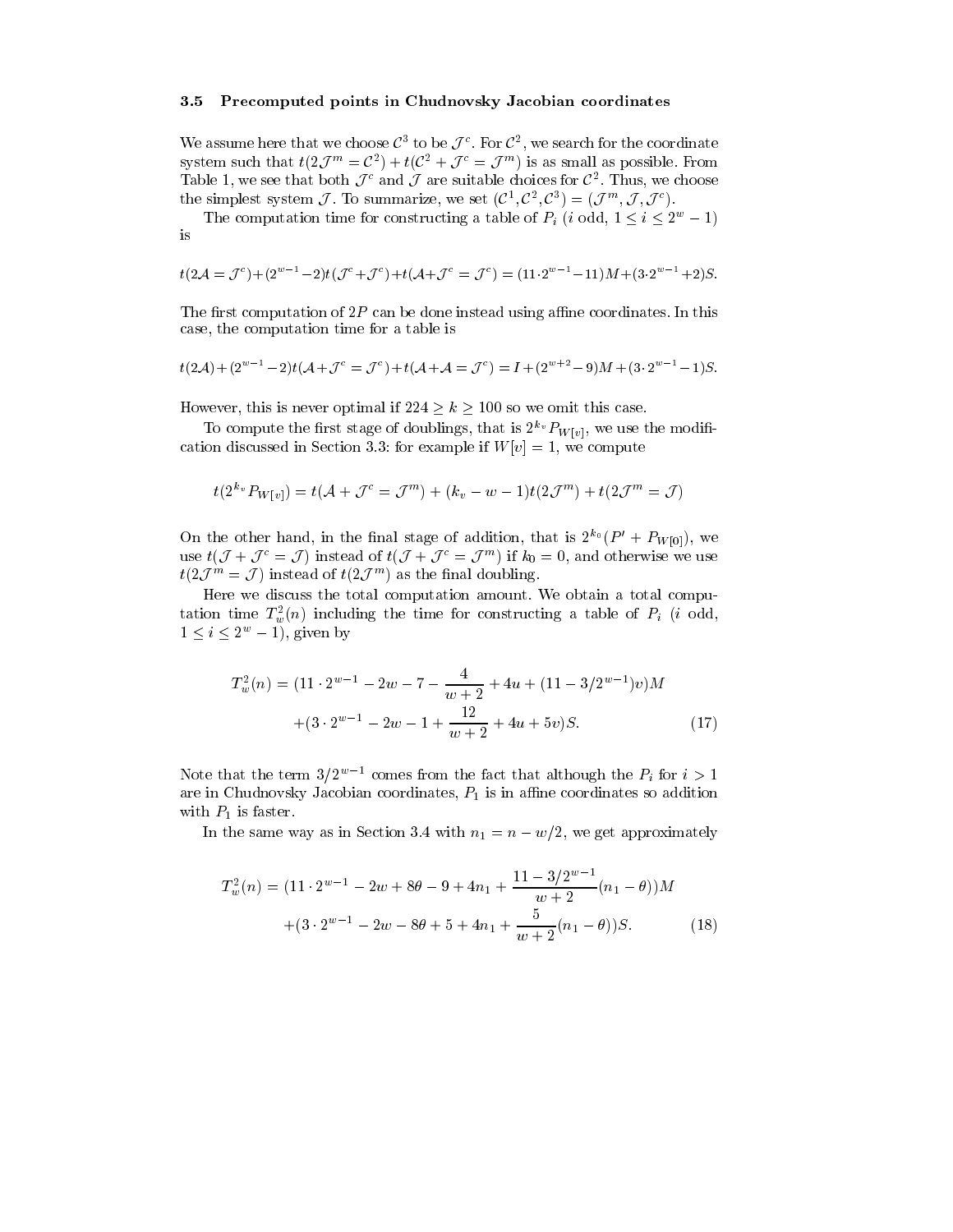### 3.5 Precomputed points in Chudnovsky Jacobian coordinates

We assume here that we choose $\mathcal{C}^3$ to be $\mathcal{J}^c$. For $\mathcal{C}^2$, we search for the coordinate system such that $t(2\mathcal{J}^m = \mathcal{C}^2) + t(\mathcal{C}^2 + \mathcal{J}^c = \mathcal{J}^m)$ is as small as possible. From Table 1, we see that both $\mathcal{J}^c$ and $\mathcal{J}$ are suitable choices for $\mathcal{C}^2$. Thus, we choose the simplest system $\mathcal{J}$. To summarize, we set $(\mathcal{C}^1, \mathcal{C}^2, \mathcal{C}^3) = (\mathcal{J}^m, \mathcal{J}, \mathcal{J}^c)$.

The computation time for constructing a table of $P_i$ ($i$ odd, $1 \le i \le 2^w - 1$) is

$$t(2\mathcal{A} = \mathcal{J}^c) + (2^{w-1} - 2)t(\mathcal{J}^c + \mathcal{J}^c) + t(\mathcal{A} + \mathcal{J}^c = \mathcal{J}^c) = (11 \cdot 2^{w-1} - 11)M + (3 \cdot 2^{w-1} + 2)S.$$

The first computation of $2P$ can be done instead using affine coordinates. In this case, the computation time for a table is

$$t(2\mathcal{A}) + (2^{w-1} - 2)t(\mathcal{A} + \mathcal{J}^c = \mathcal{J}^c) + t(\mathcal{A} + \mathcal{A} = \mathcal{J}^c) = I + (2^{w+2} - 9)M + (3 \cdot 2^{w-1} - 1)S.$$

However, this is never optimal if $224 \ge k \ge 100$ so we omit this case.

To compute the first stage of doublings, that is $2^{k_v} P_{W[v]}$, we use the modification discussed in Section 3.3: for example if $W[v] = 1$, we compute

$$t(2^{k_v} P_{W[v]}) = t(\mathcal{A} + \mathcal{J}^c = \mathcal{J}^m) + (k_v - w - 1)t(2\mathcal{J}^m) + t(2\mathcal{J}^m = \mathcal{J})$$

On the other hand, in the final stage of addition, that is $2^{k_0}(P' + P_{W[0]})$, we use $t(\mathcal{J} + \mathcal{J}^c = \mathcal{J})$ instead of $t(\mathcal{J} + \mathcal{J}^c = \mathcal{J}^m)$ if $k_0 = 0$, and otherwise we use $t(2\mathcal{J}^m = \mathcal{J})$ instead of $t(2\mathcal{J}^m)$ as the final doubling.

Here we discuss the total computation amount. We obtain a total computation time $T_w^2(n)$ including the time for constructing a table of $P_i$ ($i$ odd, $1 \le i \le 2^w - 1$), given by

$$\begin{aligned} T_w^2(n) = {} & (11 \cdot 2^{w-1} - 2w - 7 - \frac{4}{w+2} + 4u + (11 - 3/2^{w-1})v)M \\ & + (3 \cdot 2^{w-1} - 2w - 1 + \frac{12}{w+2} + 4u + 5v)S. \end{aligned} \tag{17}$$

Note that the term $3/2^{w-1}$ comes from the fact that although the $P_i$ for $i > 1$ are in Chudnovsky Jacobian coordinates, $P_1$ is in affine coordinates so addition with $P_1$ is faster.

In the same way as in Section 3.4 with $n_1 = n - w/2$, we get approximately

$$\begin{aligned} T_w^2(n) = {} & (11 \cdot 2^{w-1} - 2w + 8\theta - 9 + 4n_1 + \frac{11 - 3/2^{w-1}}{w+2}(n_1 - \theta))M \\ & + (3 \cdot 2^{w-1} - 2w - 8\theta + 5 + 4n_1 + \frac{5}{w+2}(n_1 - \theta))S. \end{aligned} \tag{18}$$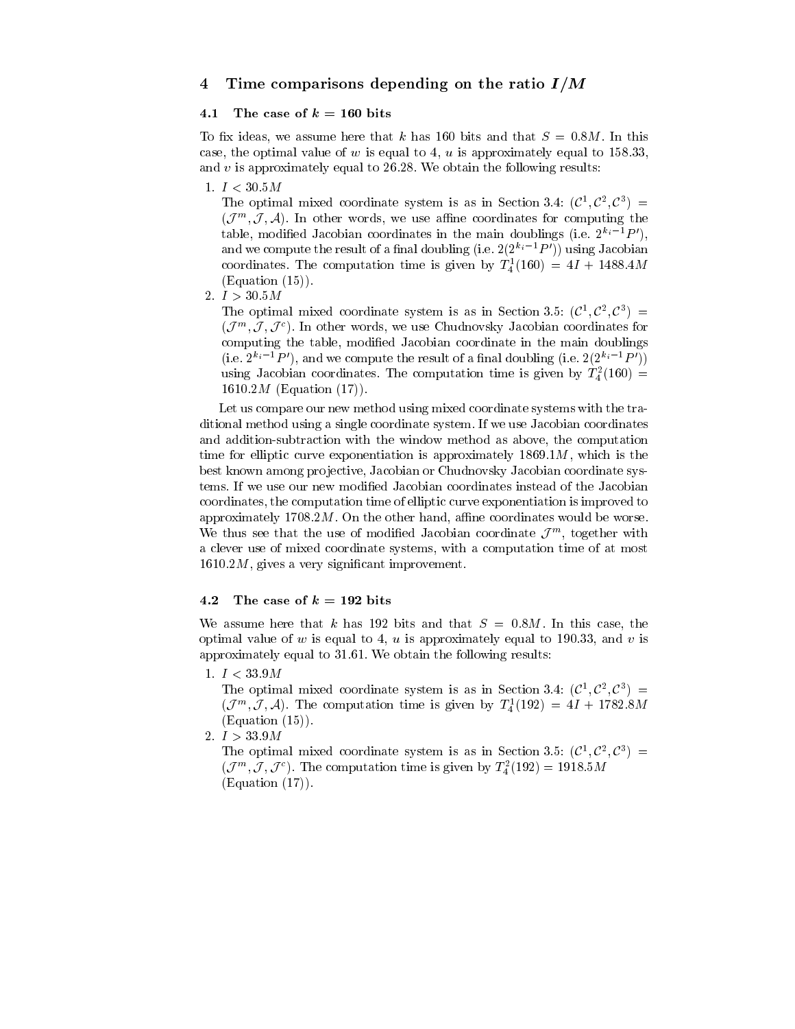## 4 Time comparisons depending on the ratio $I/M$

### 4.1 The case of $k = 160$ bits

To fix ideas, we assume here that $k$ has 160 bits and that $S = 0.8M$. In this case, the optimal value of $w$ is equal to 4, $u$ is approximately equal to 158.33, and $v$ is approximately equal to 26.28. We obtain the following results:

1. $I < 30.5M$
   The optimal mixed coordinate system is as in Section 3.4: $(\mathcal{C}^1, \mathcal{C}^2, \mathcal{C}^3) = (\mathcal{J}^m, \mathcal{J}, \mathcal{A})$. In other words, we use affine coordinates for computing the table, modified Jacobian coordinates in the main doublings (i.e. $2^{k_i-1}P'$), and we compute the result of a final doubling (i.e. $2(2^{k_i-1}P')$) using Jacobian coordinates. The computation time is given by $T_4^1(160) = 4I + 1488.4M$ (Equation (15)).
2. $I > 30.5M$
   The optimal mixed coordinate system is as in Section 3.5: $(\mathcal{C}^1, \mathcal{C}^2, \mathcal{C}^3) = (\mathcal{J}^m, \mathcal{J}, \mathcal{J}^c)$. In other words, we use Chudnovsky Jacobian coordinates for computing the table, modified Jacobian coordinate in the main doublings (i.e. $2^{k_i-1}P'$), and we compute the result of a final doubling (i.e. $2(2^{k_i-1}P')$) using Jacobian coordinates. The computation time is given by $T_4^2(160) = 1610.2M$ (Equation (17)).

Let us compare our new method using mixed coordinate systems with the traditional method using a single coordinate system. If we use Jacobian coordinates and addition-subtraction with the window method as above, the computation time for elliptic curve exponentiation is approximately $1869.1M$, which is the best known among projective, Jacobian or Chudnovsky Jacobian coordinate systems. If we use our new modified Jacobian coordinates instead of the Jacobian coordinates, the computation time of elliptic curve exponentiation is improved to approximately $1708.2M$. On the other hand, affine coordinates would be worse. We thus see that the use of modified Jacobian coordinate $\mathcal{J}^m$, together with a clever use of mixed coordinate systems, with a computation time of at most $1610.2M$, gives a very significant improvement.

### 4.2 The case of $k = 192$ bits

We assume here that $k$ has 192 bits and that $S = 0.8M$. In this case, the optimal value of $w$ is equal to 4, $u$ is approximately equal to 190.33, and $v$ is approximately equal to 31.61. We obtain the following results:

1. $I < 33.9M$
   The optimal mixed coordinate system is as in Section 3.4: $(\mathcal{C}^1, \mathcal{C}^2, \mathcal{C}^3) = (\mathcal{J}^m, \mathcal{J}, \mathcal{A})$. The computation time is given by $T_4^1(192) = 4I + 1782.8M$ (Equation (15)).
2. $I > 33.9M$
   The optimal mixed coordinate system is as in Section 3.5: $(\mathcal{C}^1, \mathcal{C}^2, \mathcal{C}^3) = (\mathcal{J}^m, \mathcal{J}, \mathcal{J}^c)$. The computation time is given by $T_4^2(192) = 1918.5M$ (Equation (17)).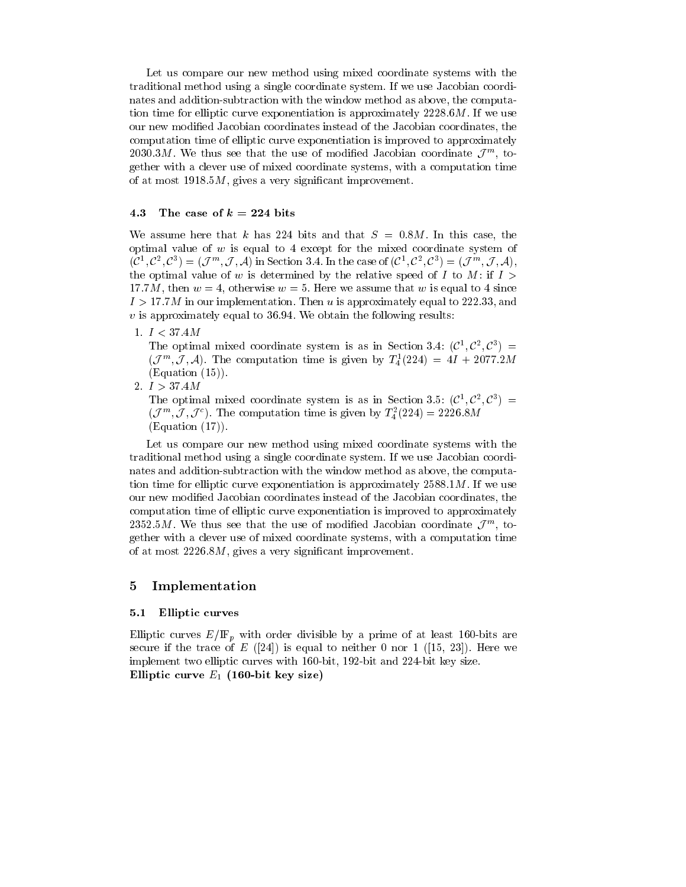Let us compare our new method using mixed coordinate systems with the traditional method using a single coordinate system. If we use Jacobian coordinates and addition-subtraction with the window method as above, the computation time for elliptic curve exponentiation is approximately $2228.6M$. If we use our new modified Jacobian coordinates instead of the Jacobian coordinates, the computation time of elliptic curve exponentiation is improved to approximately $2030.3M$. We thus see that the use of modified Jacobian coordinate $\mathcal{J}^m$, together with a clever use of mixed coordinate systems, with a computation time of at most $1918.5M$, gives a very significant improvement.

### 4.3 The case of $k = 224$ bits

We assume here that $k$ has 224 bits and that $S = 0.8M$. In this case, the optimal value of $w$ is equal to 4 except for the mixed coordinate system of $(\mathcal{C}^1, \mathcal{C}^2, \mathcal{C}^3) = (\mathcal{J}^m, \mathcal{J}, \mathcal{A})$ in Section 3.4. In the case of $(\mathcal{C}^1, \mathcal{C}^2, \mathcal{C}^3) = (\mathcal{J}^m, \mathcal{J}, \mathcal{A})$, the optimal value of $w$ is determined by the relative speed of $I$ to $M$: if $I > 17.7M$, then $w = 4$, otherwise $w = 5$. Here we assume that $w$ is equal to 4 since $I > 17.7M$ in our implementation. Then $u$ is approximately equal to 222.33, and $v$ is approximately equal to 36.94. We obtain the following results:

1. $I < 37.4M$
   The optimal mixed coordinate system is as in Section 3.4: $(\mathcal{C}^1, \mathcal{C}^2, \mathcal{C}^3) = (\mathcal{J}^m, \mathcal{J}, \mathcal{A})$. The computation time is given by $T_4^1(224) = 4I + 2077.2M$ (Equation (15)).
2. $I > 37.4M$
   The optimal mixed coordinate system is as in Section 3.5: $(\mathcal{C}^1, \mathcal{C}^2, \mathcal{C}^3) = (\mathcal{J}^m, \mathcal{J}, \mathcal{J}^c)$. The computation time is given by $T_4^2(224) = 2226.8M$ (Equation (17)).

Let us compare our new method using mixed coordinate systems with the traditional method using a single coordinate system. If we use Jacobian coordinates and addition-subtraction with the window method as above, the computation time for elliptic curve exponentiation is approximately $2588.1M$. If we use our new modified Jacobian coordinates instead of the Jacobian coordinates, the computation time of elliptic curve exponentiation is improved to approximately $2352.5M$. We thus see that the use of modified Jacobian coordinate $\mathcal{J}^m$, together with a clever use of mixed coordinate systems, with a computation time of at most $2226.8M$, gives a very significant improvement.

## 5 Implementation

### 5.1 Elliptic curves

Elliptic curves $E/\mathbb{F}_p$ with order divisible by a prime of at least 160-bits are secure if the trace of $E$ ([24]) is equal to neither 0 nor 1 ([15, 23]). Here we implement two elliptic curves with 160-bit, 192-bit and 224-bit key size.

**Elliptic curve $E_1$ (160-bit key size)**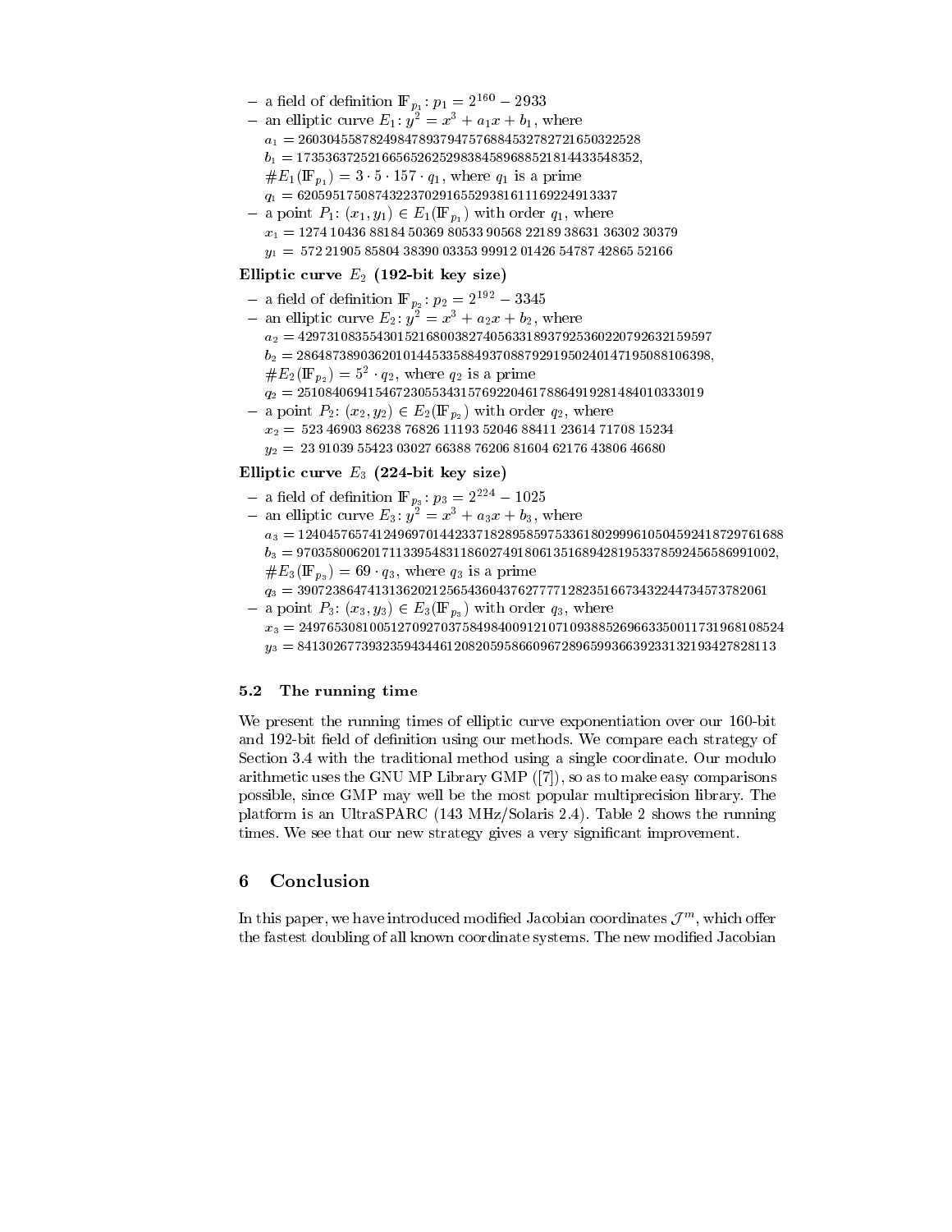- a field of definition $\mathbb{F}_{p_1}: p_1 = 2^{160} - 2933$
- an elliptic curve $E_1: y^2 = x^3 + a_1 x + b_1$, where
  $a_1 = 260304558782498478937947576884532782721650322528$
  $b_1 = 173536372521665652625298384589688521814433548352$,
  $\#E_1(\mathbb{F}_{p_1}) = 3 \cdot 5 \cdot 157 \cdot q_1$, where $q_1$ is a prime
  $q_1 = 620595175087432237029165529381611169224913337$
- a point $P_1$: $(x_1, y_1) \in E_1(\mathbb{F}_{p_1})$ with order $q_1$, where
  $x_1 = 1274\,10436\,88184\,50369\,80533\,90568\,22189\,38631\,36302\,30379$
  $y_1 = 572\,21905\,85804\,38390\,03353\,99912\,01426\,54787\,42865\,52166$

**Elliptic curve $E_2$ (192-bit key size)**

- a field of definition $\mathbb{F}_{p_2}: p_2 = 2^{192} - 3345$
- an elliptic curve $E_2: y^2 = x^3 + a_2 x + b_2$, where
  $a_2 = 4297310835543015216800382740563318937925360220792632159597$
  $b_2 = 2864873890362010144533588493708879291950240147195088106398$,
  $\#E_2(\mathbb{F}_{p_2}) = 5^2 \cdot q_2$, where $q_2$ is a prime
  $q_2 = 251084069415467230553431576922046178864919281484010333019$
- a point $P_2$: $(x_2, y_2) \in E_2(\mathbb{F}_{p_2})$ with order $q_2$, where
  $x_2 = 523\,46903\,86238\,76826\,11193\,52046\,88411\,23614\,71708\,15234$
  $y_2 = 23\,91039\,55423\,03027\,66388\,76206\,81604\,62176\,43806\,46680$

**Elliptic curve $E_3$ (224-bit key size)**

- a field of definition $\mathbb{F}_{p_3}: p_3 = 2^{224} - 1025$
- an elliptic curve $E_3: y^2 = x^3 + a_3 x + b_3$, where
  $a_3 = 124045765741249697014423371828958597533618029996105045924187297616 88$
  $b_3 = 970358006201711339548311860274918061351689428195337859245658 6991002$,
  $\#E_3(\mathbb{F}_{p_3}) = 69 \cdot q_3$, where $q_3$ is a prime
  $q_3 = 390723864741313620212565436043762777712823516673432244734573782061$
- a point $P_3$: $(x_3, y_3) \in E_3(\mathbb{F}_{p_3})$ with order $q_3$, where
  $x_3 = 24976530810051270927037584984009121071093885269663350011731968108524$
  $y_3 = 8413026773932359434461208205958660967289659936639233132193427828113$

### 5.2 The running time

We present the running times of elliptic curve exponentiation over our 160-bit and 192-bit field of definition using our methods. We compare each strategy of Section 3.4 with the traditional method using a single coordinate. Our modulo arithmetic uses the GNU MP Library GMP ([7]), so as to make easy comparisons possible, since GMP may well be the most popular multiprecision library. The platform is an UltraSPARC (143 MHz/Solaris 2.4). Table 2 shows the running times. We see that our new strategy gives a very significant improvement.

## 6 Conclusion

In this paper, we have introduced modified Jacobian coordinates $\mathcal{J}^m$, which offer the fastest doubling of all known coordinate systems. The new modified Jacobian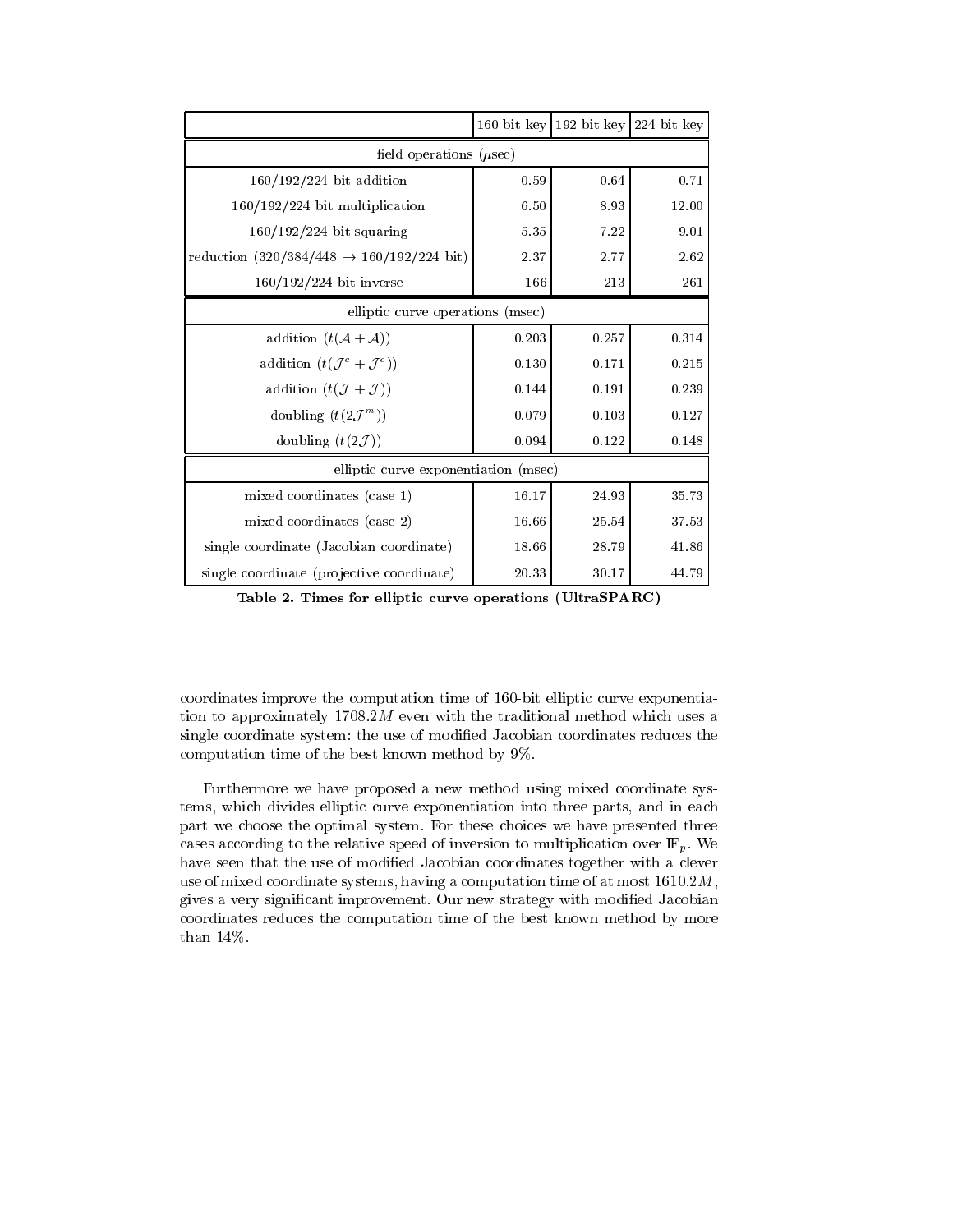| | 160 bit key | 192 bit key | 224 bit key |
|---|---|---|---|
| field operations ($\mu$sec) | | | |
| 160/192/224 bit addition | 0.59 | 0.64 | 0.71 |
| 160/192/224 bit multiplication | 6.50 | 8.93 | 12.00 |
| 160/192/224 bit squaring | 5.35 | 7.22 | 9.01 |
| reduction (320/384/448 $\rightarrow$ 160/192/224 bit) | 2.37 | 2.77 | 2.62 |
| 160/192/224 bit inverse | 166 | 213 | 261 |
| elliptic curve operations (msec) | | | |
| addition ($t(\mathcal{A}+\mathcal{A})$) | 0.203 | 0.257 | 0.314 |
| addition ($t(\mathcal{J}^c+\mathcal{J}^c)$) | 0.130 | 0.171 | 0.215 |
| addition ($t(\mathcal{J}+\mathcal{J})$) | 0.144 | 0.191 | 0.239 |
| doubling ($t(2\mathcal{J}^m)$) | 0.079 | 0.103 | 0.127 |
| doubling ($t(2\mathcal{J})$) | 0.094 | 0.122 | 0.148 |
| elliptic curve exponentiation (msec) | | | |
| mixed coordinates (case 1) | 16.17 | 24.93 | 35.73 |
| mixed coordinates (case 2) | 16.66 | 25.54 | 37.53 |
| single coordinate (Jacobian coordinate) | 18.66 | 28.79 | 41.86 |
| single coordinate (projective coordinate) | 20.33 | 30.17 | 44.79 |

**Table 2. Times for elliptic curve operations (UltraSPARC)**

coordinates improve the computation time of 160-bit elliptic curve exponentiation to approximately $1708.2M$ even with the traditional method which uses a single coordinate system: the use of modified Jacobian coordinates reduces the computation time of the best known method by 9%.

Furthermore we have proposed a new method using mixed coordinate systems, which divides elliptic curve exponentiation into three parts, and in each part we choose the optimal system. For these choices we have presented three cases according to the relative speed of inversion to multiplication over $\mathbb{F}_p$. We have seen that the use of modified Jacobian coordinates together with a clever use of mixed coordinate systems, having a computation time of at most $1610.2M$, gives a very significant improvement. Our new strategy with modified Jacobian coordinates reduces the computation time of the best known method by more than 14%.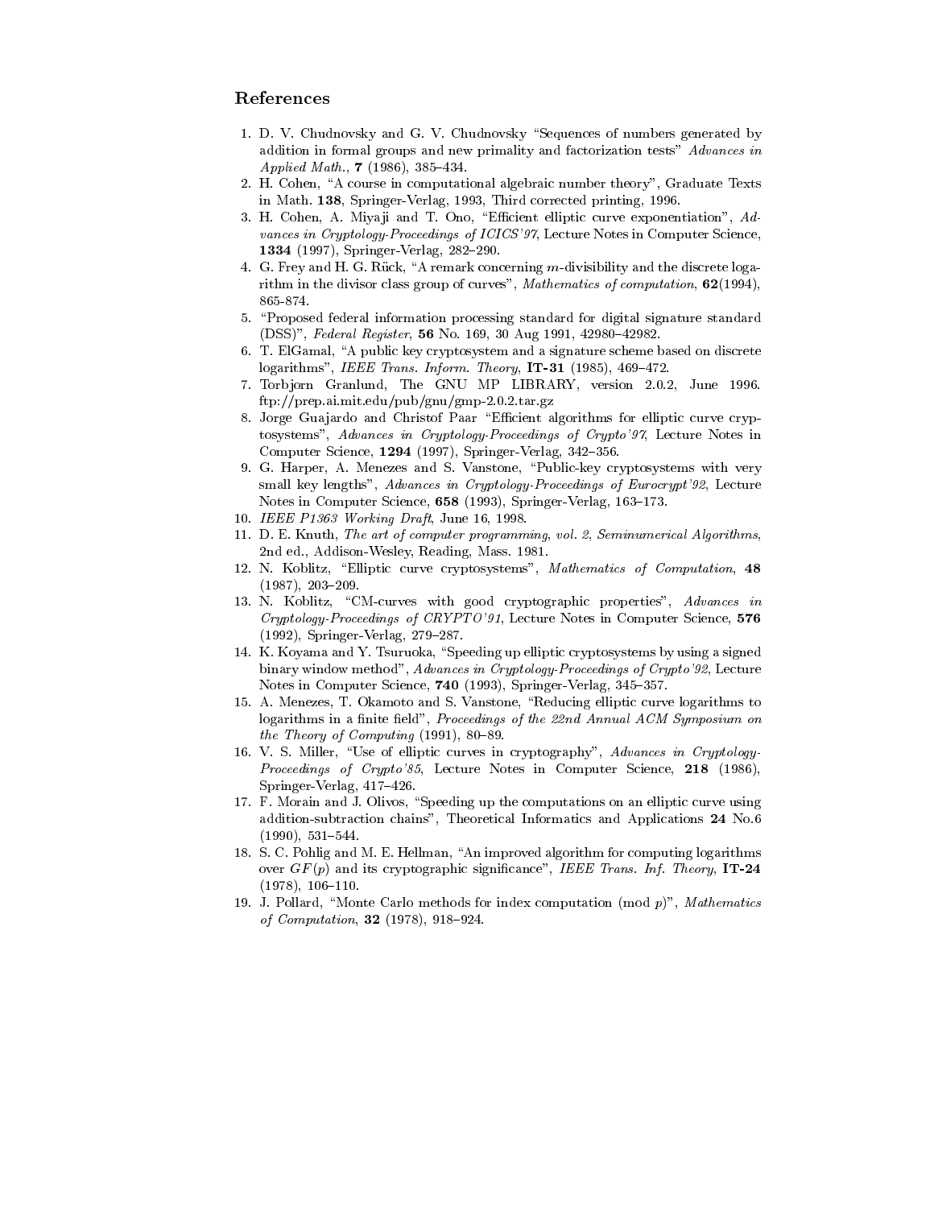## References

1. D. V. Chudnovsky and G. V. Chudnovsky "Sequences of numbers generated by addition in formal groups and new primality and factorization tests" *Advances in Applied Math.*, **7** (1986), 385–434.
2. H. Cohen, "A course in computational algebraic number theory", Graduate Texts in Math. **138**, Springer-Verlag, 1993, Third corrected printing, 1996.
3. H. Cohen, A. Miyaji and T. Ono, "Efficient elliptic curve exponentiation", *Advances in Cryptology-Proceedings of ICICS'97*, Lecture Notes in Computer Science, **1334** (1997), Springer-Verlag, 282–290.
4. G. Frey and H. G. Rück, "A remark concerning $m$-divisibility and the discrete logarithm in the divisor class group of curves", *Mathematics of computation*, **62**(1994), 865-874.
5. "Proposed federal information processing standard for digital signature standard (DSS)", *Federal Register*, **56** No. 169, 30 Aug 1991, 42980–42982.
6. T. ElGamal, "A public key cryptosystem and a signature scheme based on discrete logarithms", *IEEE Trans. Inform. Theory*, **IT-31** (1985), 469–472.
7. Torbjorn Granlund, The GNU MP LIBRARY, version 2.0.2, June 1996. ftp://prep.ai.mit.edu/pub/gnu/gmp-2.0.2.tar.gz
8. Jorge Guajardo and Christof Paar "Efficient algorithms for elliptic curve cryptosystems", *Advances in Cryptology-Proceedings of Crypto'97*, Lecture Notes in Computer Science, **1294** (1997), Springer-Verlag, 342–356.
9. G. Harper, A. Menezes and S. Vanstone, "Public-key cryptosystems with very small key lengths", *Advances in Cryptology-Proceedings of Eurocrypt'92*, Lecture Notes in Computer Science, **658** (1993), Springer-Verlag, 163–173.
10. *IEEE P1363 Working Draft*, June 16, 1998.
11. D. E. Knuth, *The art of computer programming, vol. 2, Seminumerical Algorithms*, 2nd ed., Addison-Wesley, Reading, Mass. 1981.
12. N. Koblitz, "Elliptic curve cryptosystems", *Mathematics of Computation*, **48** (1987), 203–209.
13. N. Koblitz, "CM-curves with good cryptographic properties", *Advances in Cryptology-Proceedings of CRYPTO'91*, Lecture Notes in Computer Science, **576** (1992), Springer-Verlag, 279–287.
14. K. Koyama and Y. Tsuruoka, "Speeding up elliptic cryptosystems by using a signed binary window method", *Advances in Cryptology-Proceedings of Crypto'92*, Lecture Notes in Computer Science, **740** (1993), Springer-Verlag, 345–357.
15. A. Menezes, T. Okamoto and S. Vanstone, "Reducing elliptic curve logarithms to logarithms in a finite field", *Proceedings of the 22nd Annual ACM Symposium on the Theory of Computing* (1991), 80–89.
16. V. S. Miller, "Use of elliptic curves in cryptography", *Advances in Cryptology-Proceedings of Crypto'85*, Lecture Notes in Computer Science, **218** (1986), Springer-Verlag, 417–426.
17. F. Morain and J. Olivos, "Speeding up the computations on an elliptic curve using addition-subtraction chains", Theoretical Informatics and Applications **24** No.6 (1990), 531–544.
18. S. C. Pohlig and M. E. Hellman, "An improved algorithm for computing logarithms over $GF(p)$ and its cryptographic significance", *IEEE Trans. Inf. Theory*, **IT-24** (1978), 106–110.
19. J. Pollard, "Monte Carlo methods for index computation (mod $p$)", *Mathematics of Computation*, **32** (1978), 918–924.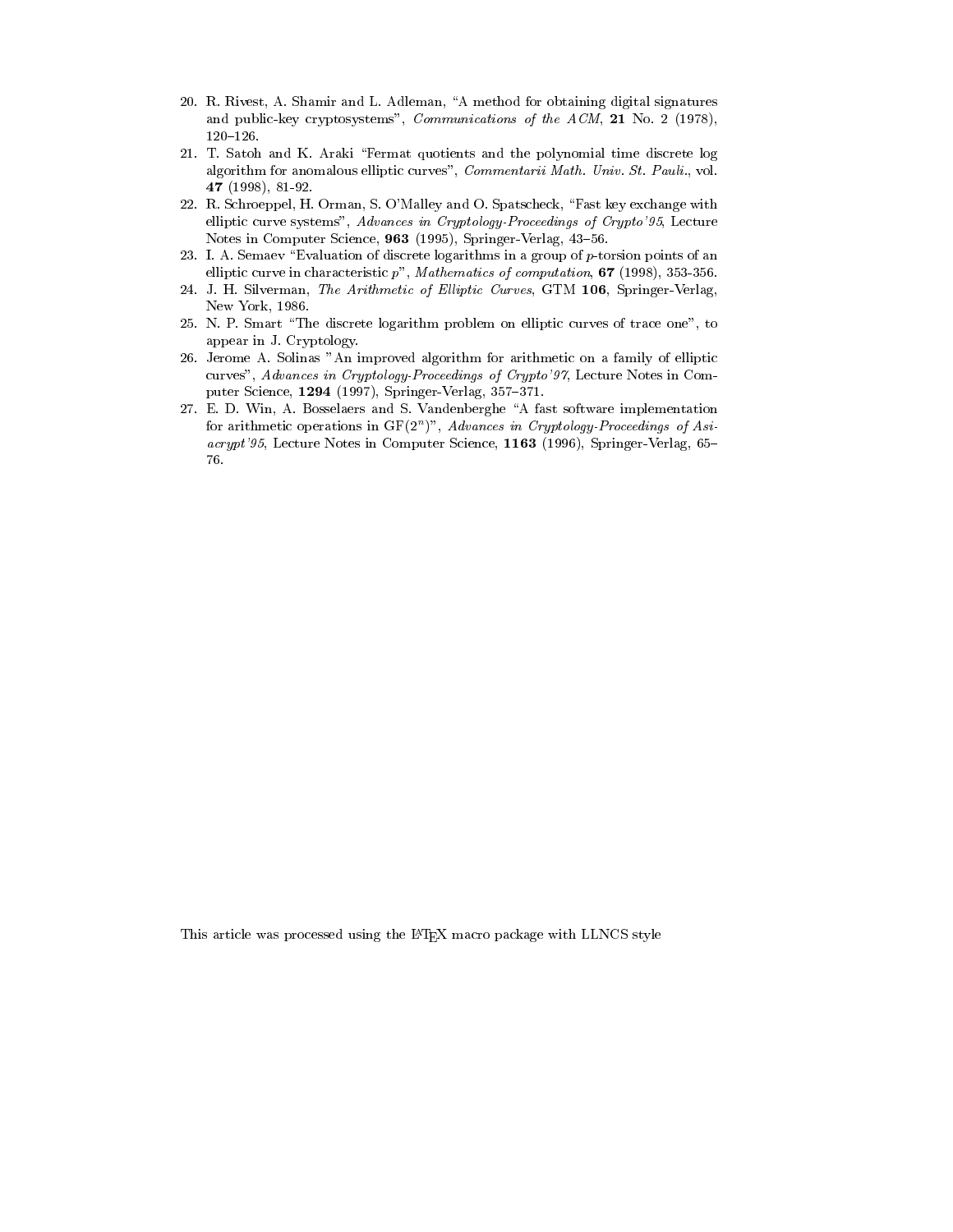20. R. Rivest, A. Shamir and L. Adleman, "A method for obtaining digital signatures and public-key cryptosystems", *Communications of the ACM*, **21** No. 2 (1978), 120–126.
21. T. Satoh and K. Araki "Fermat quotients and the polynomial time discrete log algorithm for anomalous elliptic curves", *Commentarii Math. Univ. St. Pauli.*, vol. **47** (1998), 81-92.
22. R. Schroeppel, H. Orman, S. O'Malley and O. Spatscheck, "Fast key exchange with elliptic curve systems", *Advances in Cryptology-Proceedings of Crypto'95*, Lecture Notes in Computer Science, **963** (1995), Springer-Verlag, 43–56.
23. I. A. Semaev "Evaluation of discrete logarithms in a group of $p$-torsion points of an elliptic curve in characteristic $p$", *Mathematics of computation*, **67** (1998), 353-356.
24. J. H. Silverman, *The Arithmetic of Elliptic Curves*, GTM **106**, Springer-Verlag, New York, 1986.
25. N. P. Smart "The discrete logarithm problem on elliptic curves of trace one", to appear in J. Cryptology.
26. Jerome A. Solinas "An improved algorithm for arithmetic on a family of elliptic curves", *Advances in Cryptology-Proceedings of Crypto'97*, Lecture Notes in Computer Science, **1294** (1997), Springer-Verlag, 357–371.
27. E. D. Win, A. Bosselaers and S. Vandenberghe "A fast software implementation for arithmetic operations in GF($2^n$)", *Advances in Cryptology-Proceedings of Asiacrypt'95*, Lecture Notes in Computer Science, **1163** (1996), Springer-Verlag, 65–76.

This article was processed using the LaTeX macro package with LLNCS style